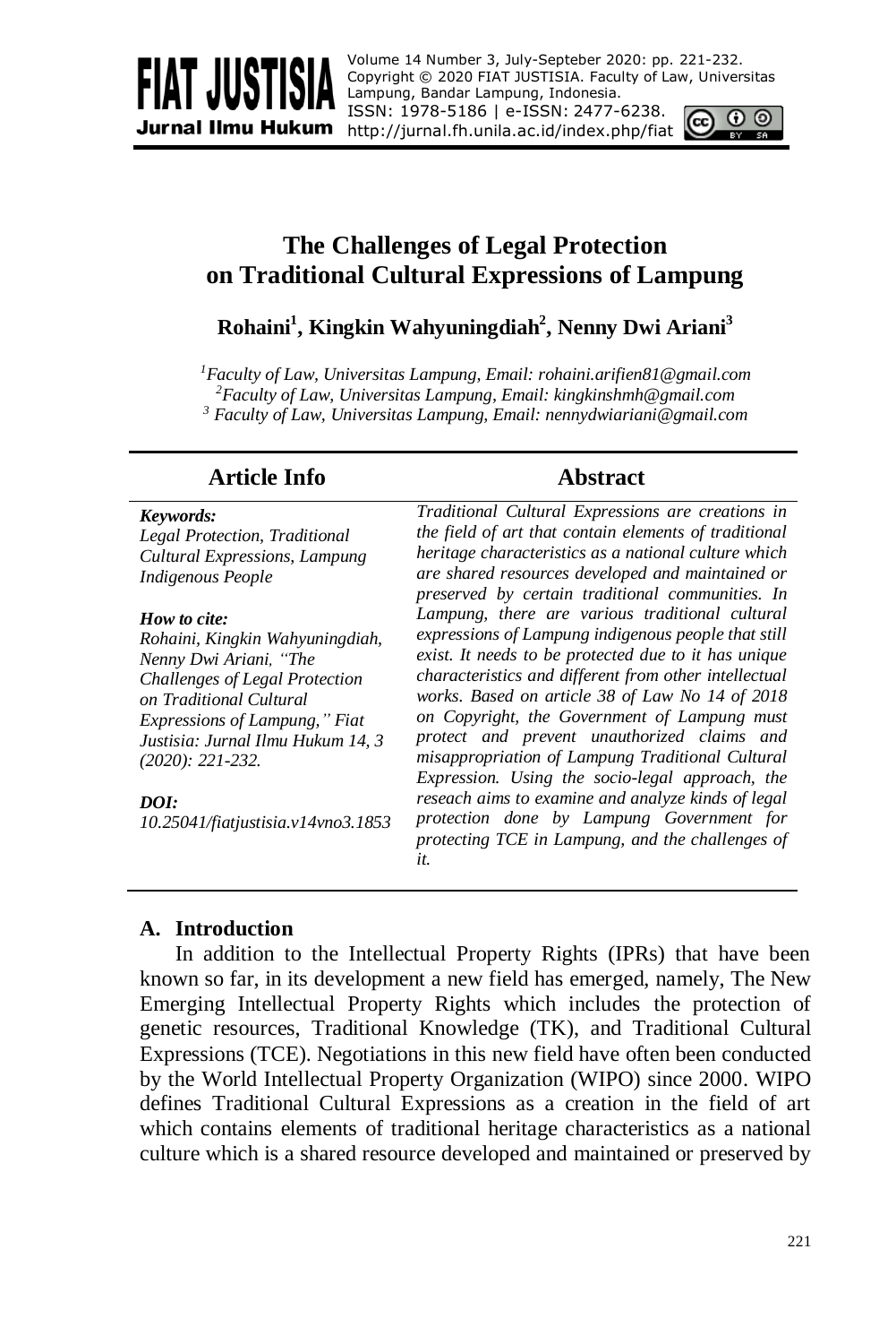# The Challenges of Legal Protection on Traditional Cultural Expressions of Lampung

**Rohaini[1], Kingkin Wahyuningdiah[2], Nenny Dwi Ariani[3]**

*[1]Faculty of Law, Universitas Lampung, Email: rohaini.arifien81@gmail.com*
*[2]Faculty of Law, Universitas Lampung, Email: kingkinshmh@gmail.com*
*[3] Faculty of Law, Universitas Lampung, Email: nennydwiariani@gmail.com*

## Article Info

***Keywords:***
*Legal Protection, Traditional Cultural Expressions, Lampung Indigenous People*

***How to cite:***
*Rohaini, Kingkin Wahyuningdiah, Nenny Dwi Ariani, "The Challenges of Legal Protection on Traditional Cultural Expressions of Lampung," Fiat Justisia: Jurnal Ilmu Hukum 14, 3 (2020): 221-232.*

***DOI:***
*10.25041/fiatjustisia.v14vno3.1853*

## Abstract

*Traditional Cultural Expressions are creations in the field of art that contain elements of traditional heritage characteristics as a national culture which are shared resources developed and maintained or preserved by certain traditional communities. In Lampung, there are various traditional cultural expressions of Lampung indigenous people that still exist. It needs to be protected due to it has unique characteristics and different from other intellectual works. Based on article 38 of Law No 14 of 2018 on Copyright, the Government of Lampung must protect and prevent unauthorized claims and misappropriation of Lampung Traditional Cultural Expression. Using the socio-legal approach, the reseach aims to examine and analyze kinds of legal protection done by Lampung Government for protecting TCE in Lampung, and the challenges of it.*

## A. Introduction

In addition to the Intellectual Property Rights (IPRs) that have been known so far, in its development a new field has emerged, namely, The New Emerging Intellectual Property Rights which includes the protection of genetic resources, Traditional Knowledge (TK), and Traditional Cultural Expressions (TCE). Negotiations in this new field have often been conducted by the World Intellectual Property Organization (WIPO) since 2000. WIPO defines Traditional Cultural Expressions as a creation in the field of art which contains elements of traditional heritage characteristics as a national culture which is a shared resource developed and maintained or preserved by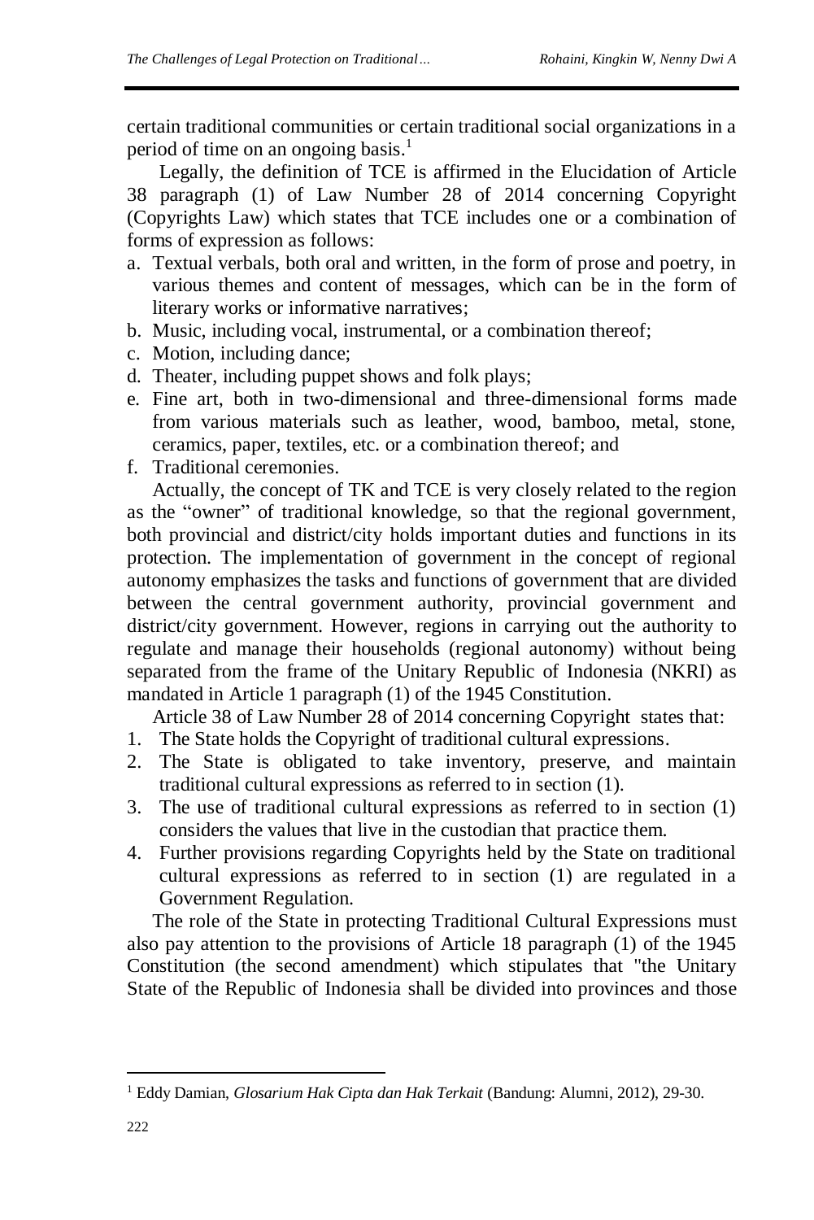certain traditional communities or certain traditional social organizations in a period of time on an ongoing basis.[1]

Legally, the definition of TCE is affirmed in the Elucidation of Article 38 paragraph (1) of Law Number 28 of 2014 concerning Copyright (Copyrights Law) which states that TCE includes one or a combination of forms of expression as follows:

a. Textual verbals, both oral and written, in the form of prose and poetry, in various themes and content of messages, which can be in the form of literary works or informative narratives;
b. Music, including vocal, instrumental, or a combination thereof;
c. Motion, including dance;
d. Theater, including puppet shows and folk plays;
e. Fine art, both in two-dimensional and three-dimensional forms made from various materials such as leather, wood, bamboo, metal, stone, ceramics, paper, textiles, etc. or a combination thereof; and
f. Traditional ceremonies.

Actually, the concept of TK and TCE is very closely related to the region as the "owner" of traditional knowledge, so that the regional government, both provincial and district/city holds important duties and functions in its protection. The implementation of government in the concept of regional autonomy emphasizes the tasks and functions of government that are divided between the central government authority, provincial government and district/city government. However, regions in carrying out the authority to regulate and manage their households (regional autonomy) without being separated from the frame of the Unitary Republic of Indonesia (NKRI) as mandated in Article 1 paragraph (1) of the 1945 Constitution.

Article 38 of Law Number 28 of 2014 concerning Copyright states that:

1. The State holds the Copyright of traditional cultural expressions.
2. The State is obligated to take inventory, preserve, and maintain traditional cultural expressions as referred to in section (1).
3. The use of traditional cultural expressions as referred to in section (1) considers the values that live in the custodian that practice them.
4. Further provisions regarding Copyrights held by the State on traditional cultural expressions as referred to in section (1) are regulated in a Government Regulation.

The role of the State in protecting Traditional Cultural Expressions must also pay attention to the provisions of Article 18 paragraph (1) of the 1945 Constitution (the second amendment) which stipulates that "the Unitary State of the Republic of Indonesia shall be divided into provinces and those

---

[1] Eddy Damian, *Glosarium Hak Cipta dan Hak Terkait* (Bandung: Alumni, 2012), 29-30.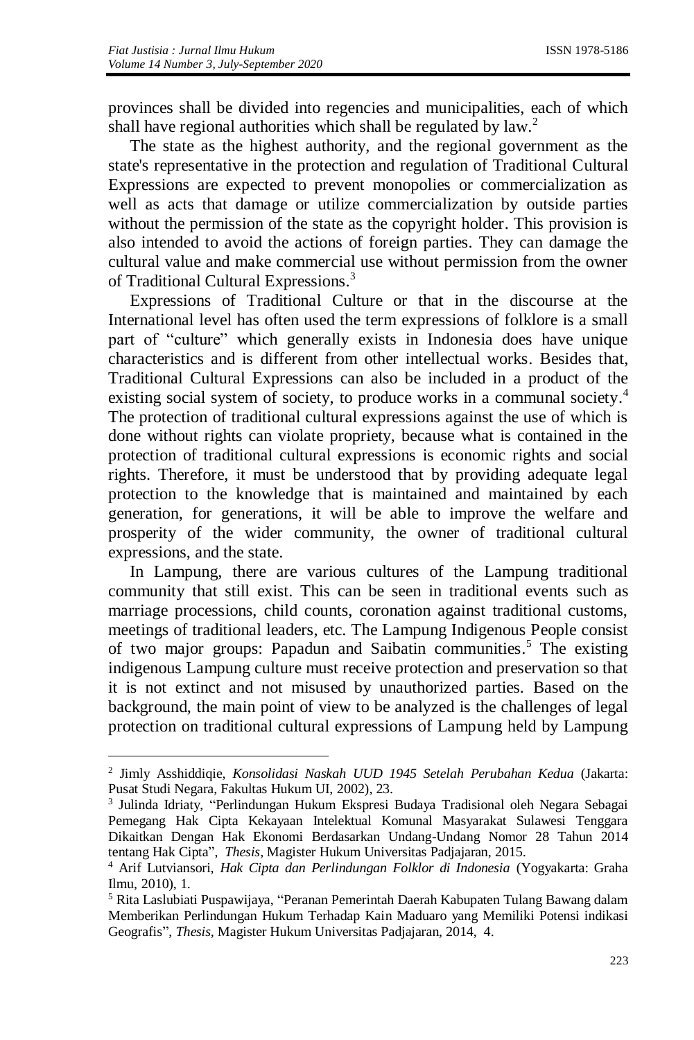provinces shall be divided into regencies and municipalities, each of which shall have regional authorities which shall be regulated by law.[2]

The state as the highest authority, and the regional government as the state's representative in the protection and regulation of Traditional Cultural Expressions are expected to prevent monopolies or commercialization as well as acts that damage or utilize commercialization by outside parties without the permission of the state as the copyright holder. This provision is also intended to avoid the actions of foreign parties. They can damage the cultural value and make commercial use without permission from the owner of Traditional Cultural Expressions.[3]

Expressions of Traditional Culture or that in the discourse at the International level has often used the term expressions of folklore is a small part of "culture" which generally exists in Indonesia does have unique characteristics and is different from other intellectual works. Besides that, Traditional Cultural Expressions can also be included in a product of the existing social system of society, to produce works in a communal society.[4] The protection of traditional cultural expressions against the use of which is done without rights can violate propriety, because what is contained in the protection of traditional cultural expressions is economic rights and social rights. Therefore, it must be understood that by providing adequate legal protection to the knowledge that is maintained and maintained by each generation, for generations, it will be able to improve the welfare and prosperity of the wider community, the owner of traditional cultural expressions, and the state.

In Lampung, there are various cultures of the Lampung traditional community that still exist. This can be seen in traditional events such as marriage processions, child counts, coronation against traditional customs, meetings of traditional leaders, etc. The Lampung Indigenous People consist of two major groups: Papadun and Saibatin communities.[5] The existing indigenous Lampung culture must receive protection and preservation so that it is not extinct and not misused by unauthorized parties. Based on the background, the main point of view to be analyzed is the challenges of legal protection on traditional cultural expressions of Lampung held by Lampung

---

[2] Jimly Asshiddiqie, *Konsolidasi Naskah UUD 1945 Setelah Perubahan Kedua* (Jakarta: Pusat Studi Negara, Fakultas Hukum UI, 2002), 23.

[3] Julinda Idriaty, "Perlindungan Hukum Ekspresi Budaya Tradisional oleh Negara Sebagai Pemegang Hak Cipta Kekayaan Intelektual Komunal Masyarakat Sulawesi Tenggara Dikaitkan Dengan Hak Ekonomi Berdasarkan Undang-Undang Nomor 28 Tahun 2014 tentang Hak Cipta", *Thesis*, Magister Hukum Universitas Padjajaran, 2015.

[4] Arif Lutviansori, *Hak Cipta dan Perlindungan Folklor di Indonesia* (Yogyakarta: Graha Ilmu, 2010), 1.

[5] Rita Laslubiati Puspawijaya, "Peranan Pemerintah Daerah Kabupaten Tulang Bawang dalam Memberikan Perlindungan Hukum Terhadap Kain Maduaro yang Memiliki Potensi indikasi Geografis", *Thesis*, Magister Hukum Universitas Padjajaran, 2014, 4.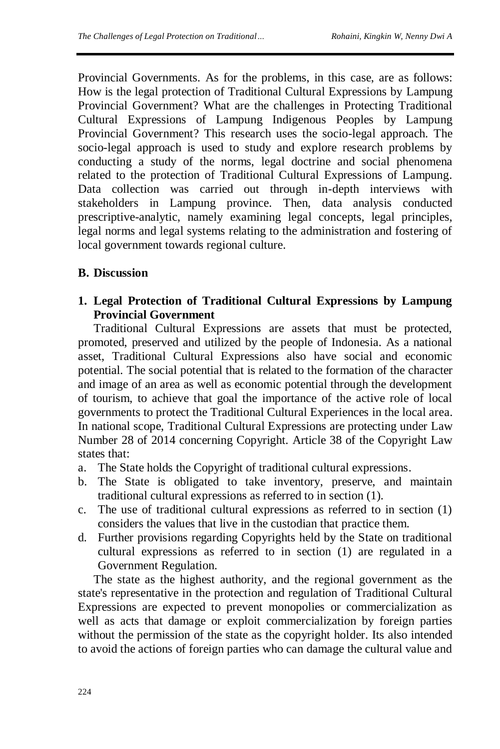Provincial Governments. As for the problems, in this case, are as follows: How is the legal protection of Traditional Cultural Expressions by Lampung Provincial Government? What are the challenges in Protecting Traditional Cultural Expressions of Lampung Indigenous Peoples by Lampung Provincial Government? This research uses the socio-legal approach. The socio-legal approach is used to study and explore research problems by conducting a study of the norms, legal doctrine and social phenomena related to the protection of Traditional Cultural Expressions of Lampung. Data collection was carried out through in-depth interviews with stakeholders in Lampung province. Then, data analysis conducted prescriptive-analytic, namely examining legal concepts, legal principles, legal norms and legal systems relating to the administration and fostering of local government towards regional culture.

## B. Discussion

### 1. Legal Protection of Traditional Cultural Expressions by Lampung Provincial Government

Traditional Cultural Expressions are assets that must be protected, promoted, preserved and utilized by the people of Indonesia. As a national asset, Traditional Cultural Expressions also have social and economic potential. The social potential that is related to the formation of the character and image of an area as well as economic potential through the development of tourism, to achieve that goal the importance of the active role of local governments to protect the Traditional Cultural Experiences in the local area. In national scope, Traditional Cultural Expressions are protecting under Law Number 28 of 2014 concerning Copyright. Article 38 of the Copyright Law states that:

a. The State holds the Copyright of traditional cultural expressions.
b. The State is obligated to take inventory, preserve, and maintain traditional cultural expressions as referred to in section (1).
c. The use of traditional cultural expressions as referred to in section (1) considers the values that live in the custodian that practice them.
d. Further provisions regarding Copyrights held by the State on traditional cultural expressions as referred to in section (1) are regulated in a Government Regulation.

The state as the highest authority, and the regional government as the state's representative in the protection and regulation of Traditional Cultural Expressions are expected to prevent monopolies or commercialization as well as acts that damage or exploit commercialization by foreign parties without the permission of the state as the copyright holder. Its also intended to avoid the actions of foreign parties who can damage the cultural value and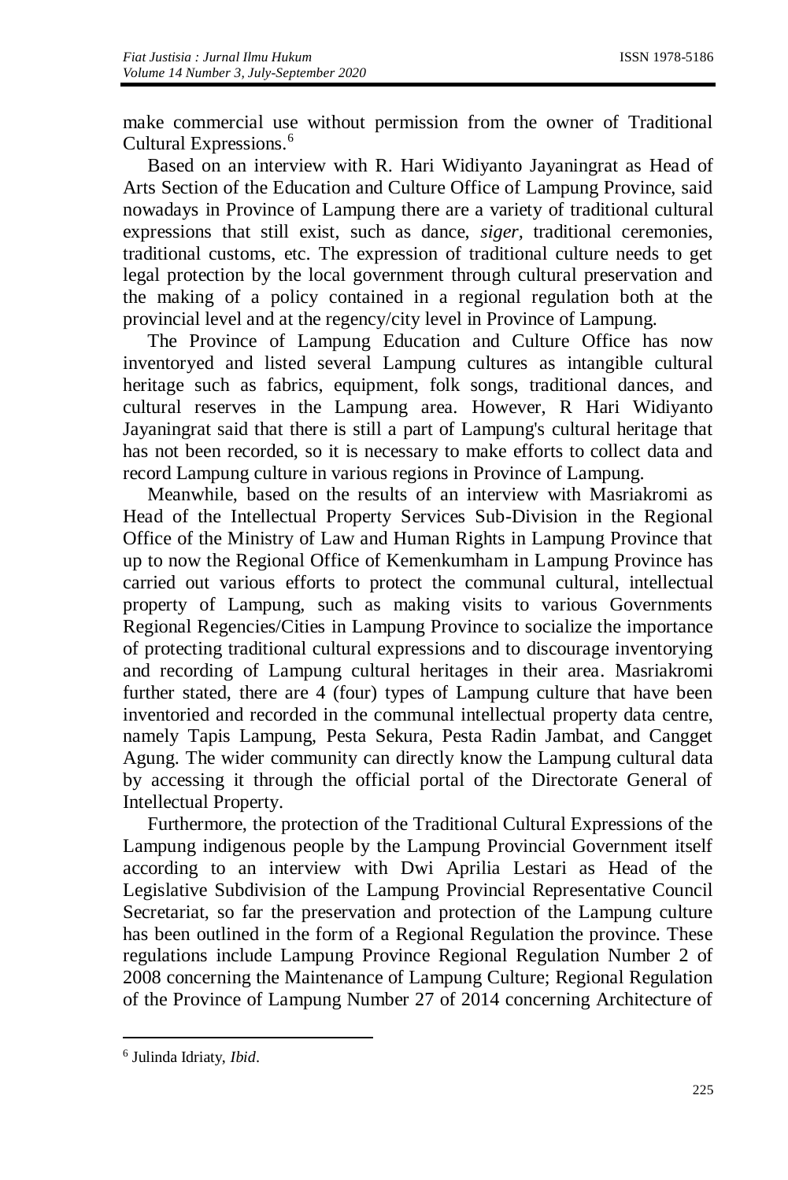make commercial use without permission from the owner of Traditional Cultural Expressions.[6]

Based on an interview with R. Hari Widiyanto Jayaningrat as Head of Arts Section of the Education and Culture Office of Lampung Province, said nowadays in Province of Lampung there are a variety of traditional cultural expressions that still exist, such as dance, *siger*, traditional ceremonies, traditional customs, etc. The expression of traditional culture needs to get legal protection by the local government through cultural preservation and the making of a policy contained in a regional regulation both at the provincial level and at the regency/city level in Province of Lampung.

The Province of Lampung Education and Culture Office has now inventoryed and listed several Lampung cultures as intangible cultural heritage such as fabrics, equipment, folk songs, traditional dances, and cultural reserves in the Lampung area. However, R Hari Widiyanto Jayaningrat said that there is still a part of Lampung's cultural heritage that has not been recorded, so it is necessary to make efforts to collect data and record Lampung culture in various regions in Province of Lampung.

Meanwhile, based on the results of an interview with Masriakromi as Head of the Intellectual Property Services Sub-Division in the Regional Office of the Ministry of Law and Human Rights in Lampung Province that up to now the Regional Office of Kemenkumham in Lampung Province has carried out various efforts to protect the communal cultural, intellectual property of Lampung, such as making visits to various Governments Regional Regencies/Cities in Lampung Province to socialize the importance of protecting traditional cultural expressions and to discourage inventorying and recording of Lampung cultural heritages in their area. Masriakromi further stated, there are 4 (four) types of Lampung culture that have been inventoried and recorded in the communal intellectual property data centre, namely Tapis Lampung, Pesta Sekura, Pesta Radin Jambat, and Cangget Agung. The wider community can directly know the Lampung cultural data by accessing it through the official portal of the Directorate General of Intellectual Property.

Furthermore, the protection of the Traditional Cultural Expressions of the Lampung indigenous people by the Lampung Provincial Government itself according to an interview with Dwi Aprilia Lestari as Head of the Legislative Subdivision of the Lampung Provincial Representative Council Secretariat, so far the preservation and protection of the Lampung culture has been outlined in the form of a Regional Regulation the province. These regulations include Lampung Province Regional Regulation Number 2 of 2008 concerning the Maintenance of Lampung Culture; Regional Regulation of the Province of Lampung Number 27 of 2014 concerning Architecture of

[6] Julinda Idriaty, *Ibid*.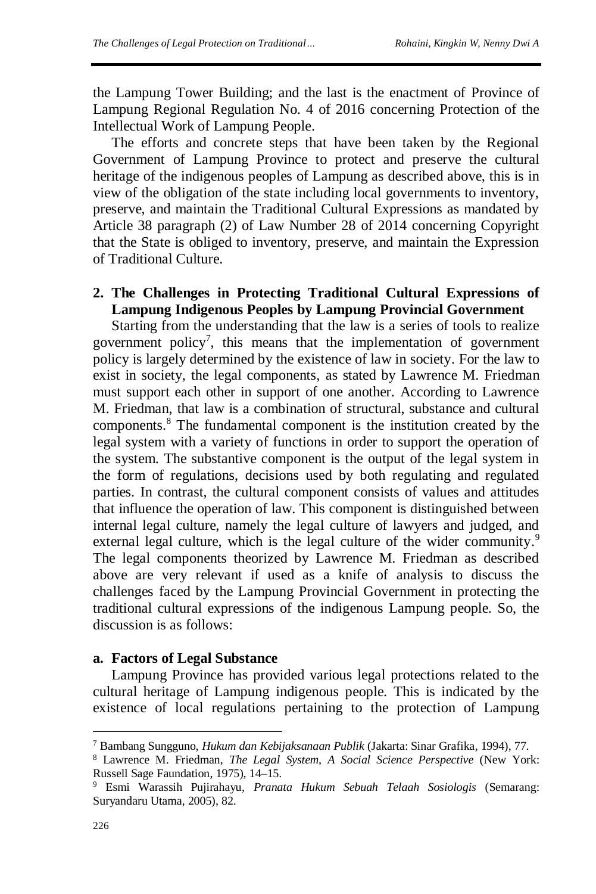the Lampung Tower Building; and the last is the enactment of Province of Lampung Regional Regulation No. 4 of 2016 concerning Protection of the Intellectual Work of Lampung People.

The efforts and concrete steps that have been taken by the Regional Government of Lampung Province to protect and preserve the cultural heritage of the indigenous peoples of Lampung as described above, this is in view of the obligation of the state including local governments to inventory, preserve, and maintain the Traditional Cultural Expressions as mandated by Article 38 paragraph (2) of Law Number 28 of 2014 concerning Copyright that the State is obliged to inventory, preserve, and maintain the Expression of Traditional Culture.

### 2. The Challenges in Protecting Traditional Cultural Expressions of Lampung Indigenous Peoples by Lampung Provincial Government

Starting from the understanding that the law is a series of tools to realize government policy[7], this means that the implementation of government policy is largely determined by the existence of law in society. For the law to exist in society, the legal components, as stated by Lawrence M. Friedman must support each other in support of one another. According to Lawrence M. Friedman, that law is a combination of structural, substance and cultural components.[8] The fundamental component is the institution created by the legal system with a variety of functions in order to support the operation of the system. The substantive component is the output of the legal system in the form of regulations, decisions used by both regulating and regulated parties. In contrast, the cultural component consists of values and attitudes that influence the operation of law. This component is distinguished between internal legal culture, namely the legal culture of lawyers and judged, and external legal culture, which is the legal culture of the wider community.[9] The legal components theorized by Lawrence M. Friedman as described above are very relevant if used as a knife of analysis to discuss the challenges faced by the Lampung Provincial Government in protecting the traditional cultural expressions of the indigenous Lampung people. So, the discussion is as follows:

#### a. Factors of Legal Substance

Lampung Province has provided various legal protections related to the cultural heritage of Lampung indigenous people. This is indicated by the existence of local regulations pertaining to the protection of Lampung

---

[7] Bambang Sungguno, *Hukum dan Kebijaksanaan Publik* (Jakarta: Sinar Grafika, 1994), 77.

[8] Lawrence M. Friedman, *The Legal System, A Social Science Perspective* (New York: Russell Sage Faundation, 1975), 14–15.

[9] Esmi Warassih Pujirahayu, *Pranata Hukum Sebuah Telaah Sosiologis* (Semarang: Suryandaru Utama, 2005), 82.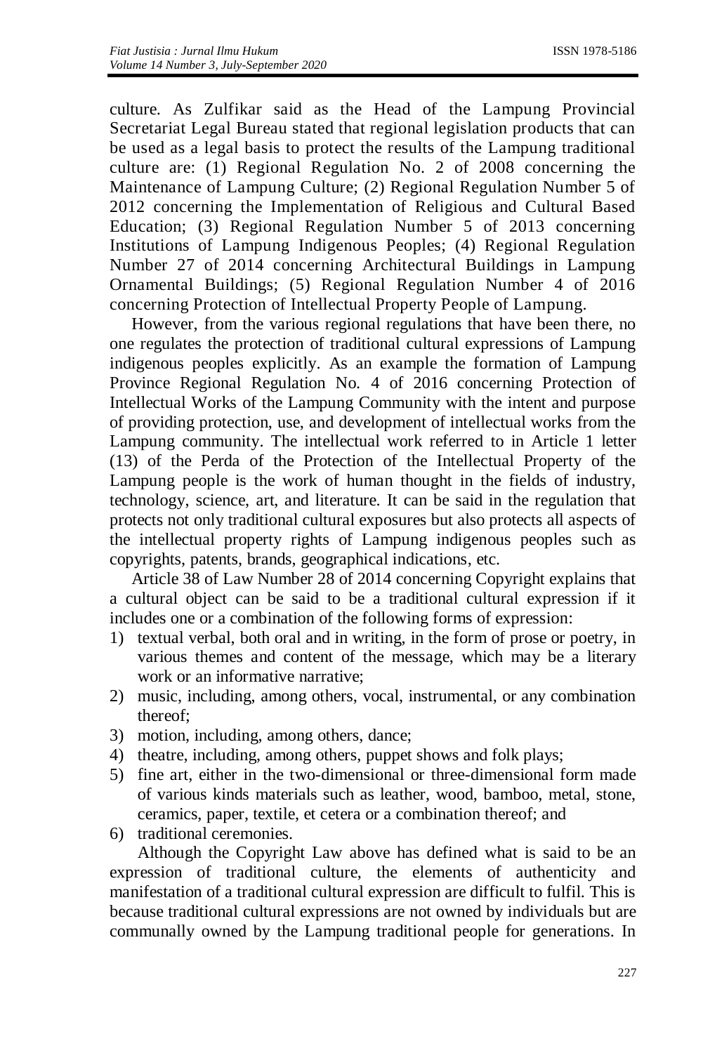culture. As Zulfikar said as the Head of the Lampung Provincial Secretariat Legal Bureau stated that regional legislation products that can be used as a legal basis to protect the results of the Lampung traditional culture are: (1) Regional Regulation No. 2 of 2008 concerning the Maintenance of Lampung Culture; (2) Regional Regulation Number 5 of 2012 concerning the Implementation of Religious and Cultural Based Education; (3) Regional Regulation Number 5 of 2013 concerning Institutions of Lampung Indigenous Peoples; (4) Regional Regulation Number 27 of 2014 concerning Architectural Buildings in Lampung Ornamental Buildings; (5) Regional Regulation Number 4 of 2016 concerning Protection of Intellectual Property People of Lampung.

However, from the various regional regulations that have been there, no one regulates the protection of traditional cultural expressions of Lampung indigenous peoples explicitly. As an example the formation of Lampung Province Regional Regulation No. 4 of 2016 concerning Protection of Intellectual Works of the Lampung Community with the intent and purpose of providing protection, use, and development of intellectual works from the Lampung community. The intellectual work referred to in Article 1 letter (13) of the Perda of the Protection of the Intellectual Property of the Lampung people is the work of human thought in the fields of industry, technology, science, art, and literature. It can be said in the regulation that protects not only traditional cultural exposures but also protects all aspects of the intellectual property rights of Lampung indigenous peoples such as copyrights, patents, brands, geographical indications, etc.

Article 38 of Law Number 28 of 2014 concerning Copyright explains that a cultural object can be said to be a traditional cultural expression if it includes one or a combination of the following forms of expression:

1) textual verbal, both oral and in writing, in the form of prose or poetry, in various themes and content of the message, which may be a literary work or an informative narrative;
2) music, including, among others, vocal, instrumental, or any combination thereof;
3) motion, including, among others, dance;
4) theatre, including, among others, puppet shows and folk plays;
5) fine art, either in the two-dimensional or three-dimensional form made of various kinds materials such as leather, wood, bamboo, metal, stone, ceramics, paper, textile, et cetera or a combination thereof; and
6) traditional ceremonies.

Although the Copyright Law above has defined what is said to be an expression of traditional culture, the elements of authenticity and manifestation of a traditional cultural expression are difficult to fulfil. This is because traditional cultural expressions are not owned by individuals but are communally owned by the Lampung traditional people for generations. In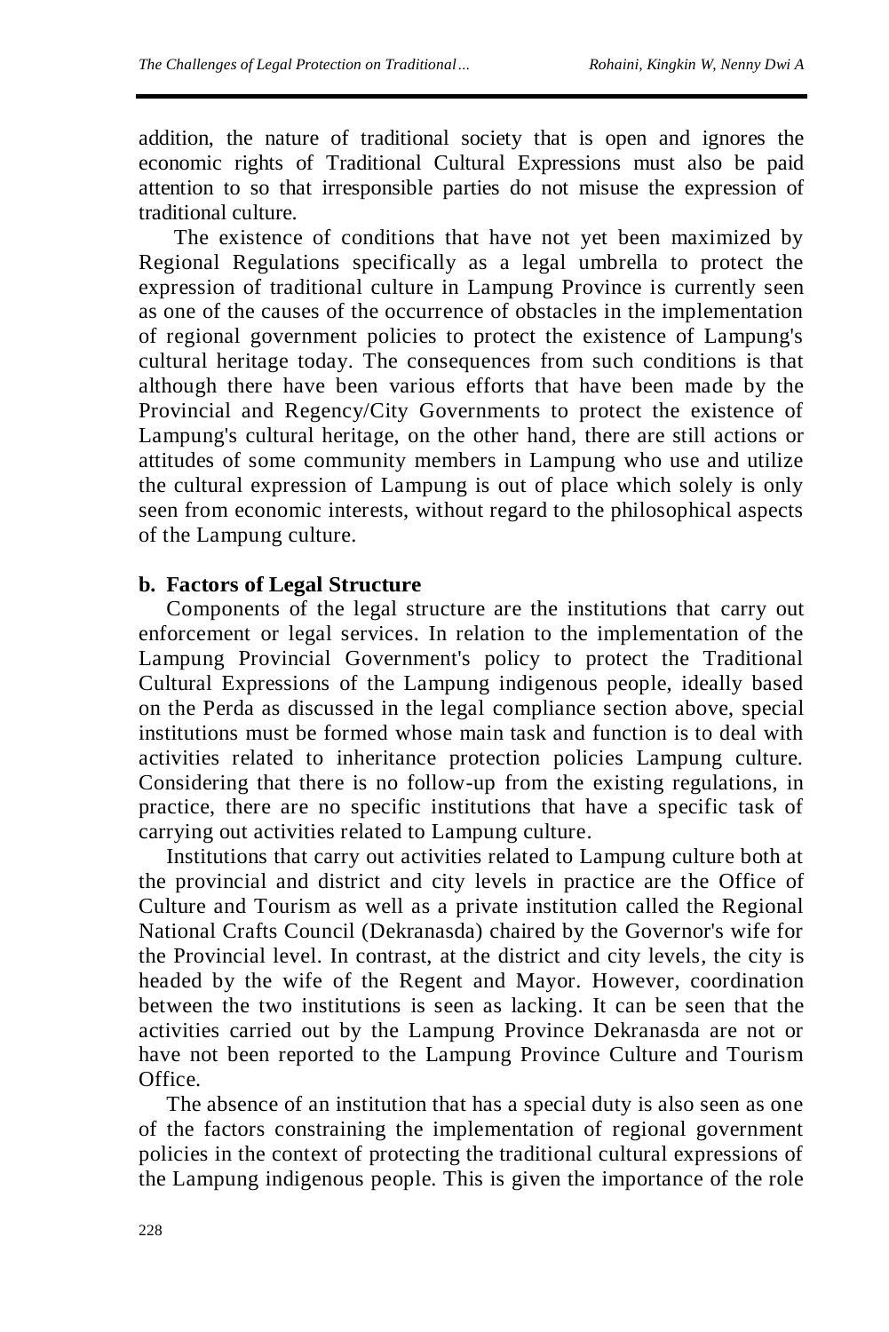addition, the nature of traditional society that is open and ignores the economic rights of Traditional Cultural Expressions must also be paid attention to so that irresponsible parties do not misuse the expression of traditional culture.

The existence of conditions that have not yet been maximized by Regional Regulations specifically as a legal umbrella to protect the expression of traditional culture in Lampung Province is currently seen as one of the causes of the occurrence of obstacles in the implementation of regional government policies to protect the existence of Lampung's cultural heritage today. The consequences from such conditions is that although there have been various efforts that have been made by the Provincial and Regency/City Governments to protect the existence of Lampung's cultural heritage, on the other hand, there are still actions or attitudes of some community members in Lampung who use and utilize the cultural expression of Lampung is out of place which solely is only seen from economic interests, without regard to the philosophical aspects of the Lampung culture.

**b. Factors of Legal Structure**

Components of the legal structure are the institutions that carry out enforcement or legal services. In relation to the implementation of the Lampung Provincial Government's policy to protect the Traditional Cultural Expressions of the Lampung indigenous people, ideally based on the Perda as discussed in the legal compliance section above, special institutions must be formed whose main task and function is to deal with activities related to inheritance protection policies Lampung culture. Considering that there is no follow-up from the existing regulations, in practice, there are no specific institutions that have a specific task of carrying out activities related to Lampung culture.

Institutions that carry out activities related to Lampung culture both at the provincial and district and city levels in practice are the Office of Culture and Tourism as well as a private institution called the Regional National Crafts Council (Dekranasda) chaired by the Governor's wife for the Provincial level. In contrast, at the district and city levels, the city is headed by the wife of the Regent and Mayor. However, coordination between the two institutions is seen as lacking. It can be seen that the activities carried out by the Lampung Province Dekranasda are not or have not been reported to the Lampung Province Culture and Tourism Office.

The absence of an institution that has a special duty is also seen as one of the factors constraining the implementation of regional government policies in the context of protecting the traditional cultural expressions of the Lampung indigenous people. This is given the importance of the role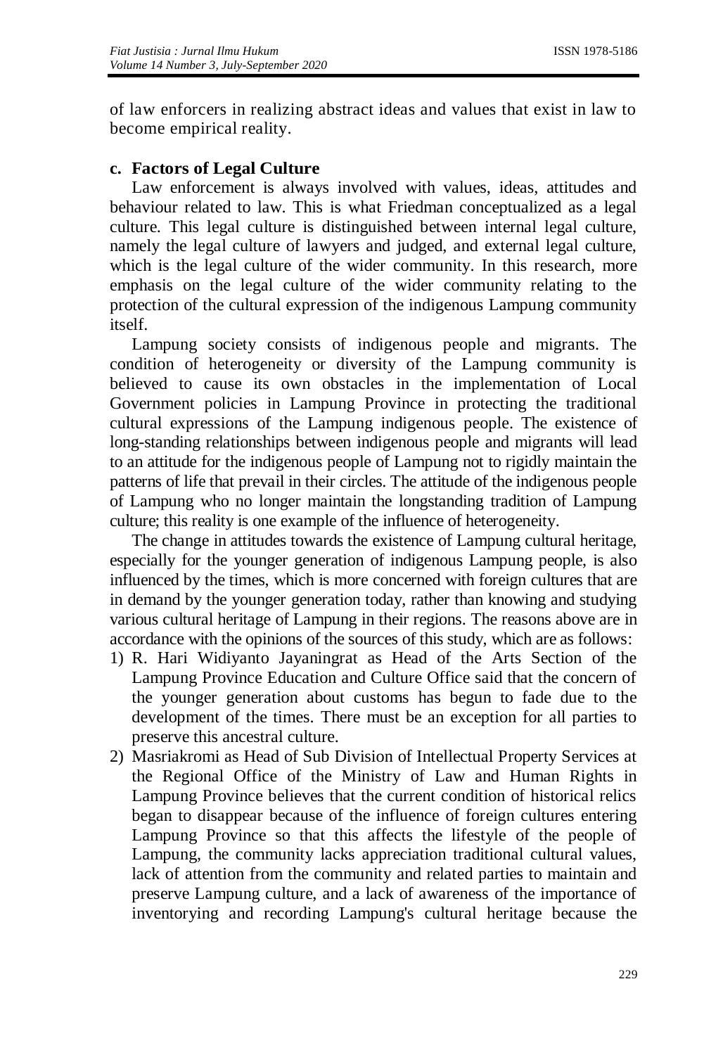of law enforcers in realizing abstract ideas and values that exist in law to become empirical reality.

### c. Factors of Legal Culture

Law enforcement is always involved with values, ideas, attitudes and behaviour related to law. This is what Friedman conceptualized as a legal culture. This legal culture is distinguished between internal legal culture, namely the legal culture of lawyers and judged, and external legal culture, which is the legal culture of the wider community. In this research, more emphasis on the legal culture of the wider community relating to the protection of the cultural expression of the indigenous Lampung community itself.

Lampung society consists of indigenous people and migrants. The condition of heterogeneity or diversity of the Lampung community is believed to cause its own obstacles in the implementation of Local Government policies in Lampung Province in protecting the traditional cultural expressions of the Lampung indigenous people. The existence of long-standing relationships between indigenous people and migrants will lead to an attitude for the indigenous people of Lampung not to rigidly maintain the patterns of life that prevail in their circles. The attitude of the indigenous people of Lampung who no longer maintain the longstanding tradition of Lampung culture; this reality is one example of the influence of heterogeneity.

The change in attitudes towards the existence of Lampung cultural heritage, especially for the younger generation of indigenous Lampung people, is also influenced by the times, which is more concerned with foreign cultures that are in demand by the younger generation today, rather than knowing and studying various cultural heritage of Lampung in their regions. The reasons above are in accordance with the opinions of the sources of this study, which are as follows:

1) R. Hari Widiyanto Jayaningrat as Head of the Arts Section of the Lampung Province Education and Culture Office said that the concern of the younger generation about customs has begun to fade due to the development of the times. There must be an exception for all parties to preserve this ancestral culture.
2) Masriakromi as Head of Sub Division of Intellectual Property Services at the Regional Office of the Ministry of Law and Human Rights in Lampung Province believes that the current condition of historical relics began to disappear because of the influence of foreign cultures entering Lampung Province so that this affects the lifestyle of the people of Lampung, the community lacks appreciation traditional cultural values, lack of attention from the community and related parties to maintain and preserve Lampung culture, and a lack of awareness of the importance of inventorying and recording Lampung's cultural heritage because the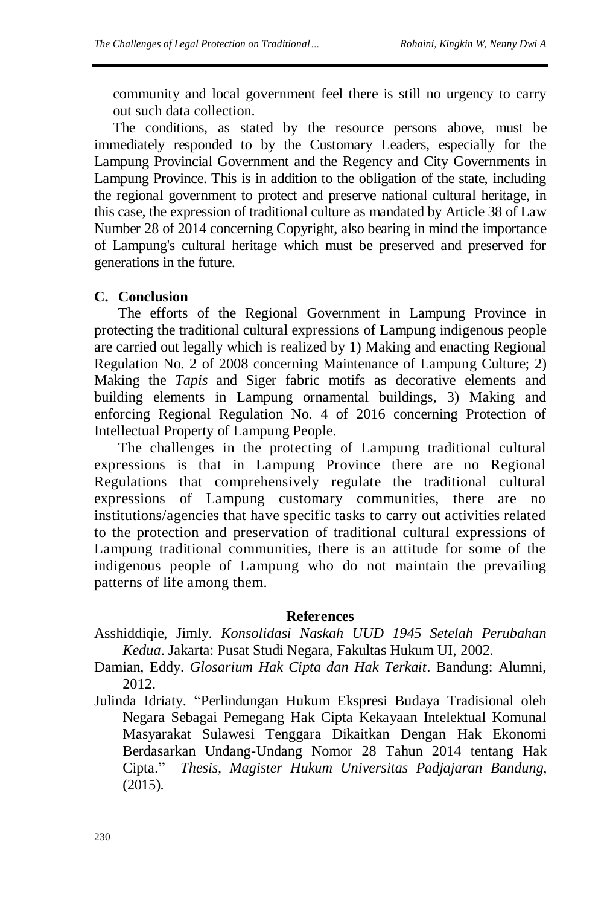community and local government feel there is still no urgency to carry out such data collection.

The conditions, as stated by the resource persons above, must be immediately responded to by the Customary Leaders, especially for the Lampung Provincial Government and the Regency and City Governments in Lampung Province. This is in addition to the obligation of the state, including the regional government to protect and preserve national cultural heritage, in this case, the expression of traditional culture as mandated by Article 38 of Law Number 28 of 2014 concerning Copyright, also bearing in mind the importance of Lampung's cultural heritage which must be preserved and preserved for generations in the future.

## C. Conclusion

The efforts of the Regional Government in Lampung Province in protecting the traditional cultural expressions of Lampung indigenous people are carried out legally which is realized by 1) Making and enacting Regional Regulation No. 2 of 2008 concerning Maintenance of Lampung Culture; 2) Making the *Tapis* and Siger fabric motifs as decorative elements and building elements in Lampung ornamental buildings, 3) Making and enforcing Regional Regulation No. 4 of 2016 concerning Protection of Intellectual Property of Lampung People.

The challenges in the protecting of Lampung traditional cultural expressions is that in Lampung Province there are no Regional Regulations that comprehensively regulate the traditional cultural expressions of Lampung customary communities, there are no institutions/agencies that have specific tasks to carry out activities related to the protection and preservation of traditional cultural expressions of Lampung traditional communities, there is an attitude for some of the indigenous people of Lampung who do not maintain the prevailing patterns of life among them.

## References

Asshiddiqie, Jimly. *Konsolidasi Naskah UUD 1945 Setelah Perubahan Kedua*. Jakarta: Pusat Studi Negara, Fakultas Hukum UI, 2002.

Damian, Eddy. *Glosarium Hak Cipta dan Hak Terkait*. Bandung: Alumni, 2012.

Julinda Idriaty. "Perlindungan Hukum Ekspresi Budaya Tradisional oleh Negara Sebagai Pemegang Hak Cipta Kekayaan Intelektual Komunal Masyarakat Sulawesi Tenggara Dikaitkan Dengan Hak Ekonomi Berdasarkan Undang-Undang Nomor 28 Tahun 2014 tentang Hak Cipta." *Thesis, Magister Hukum Universitas Padjajaran Bandung*, (2015).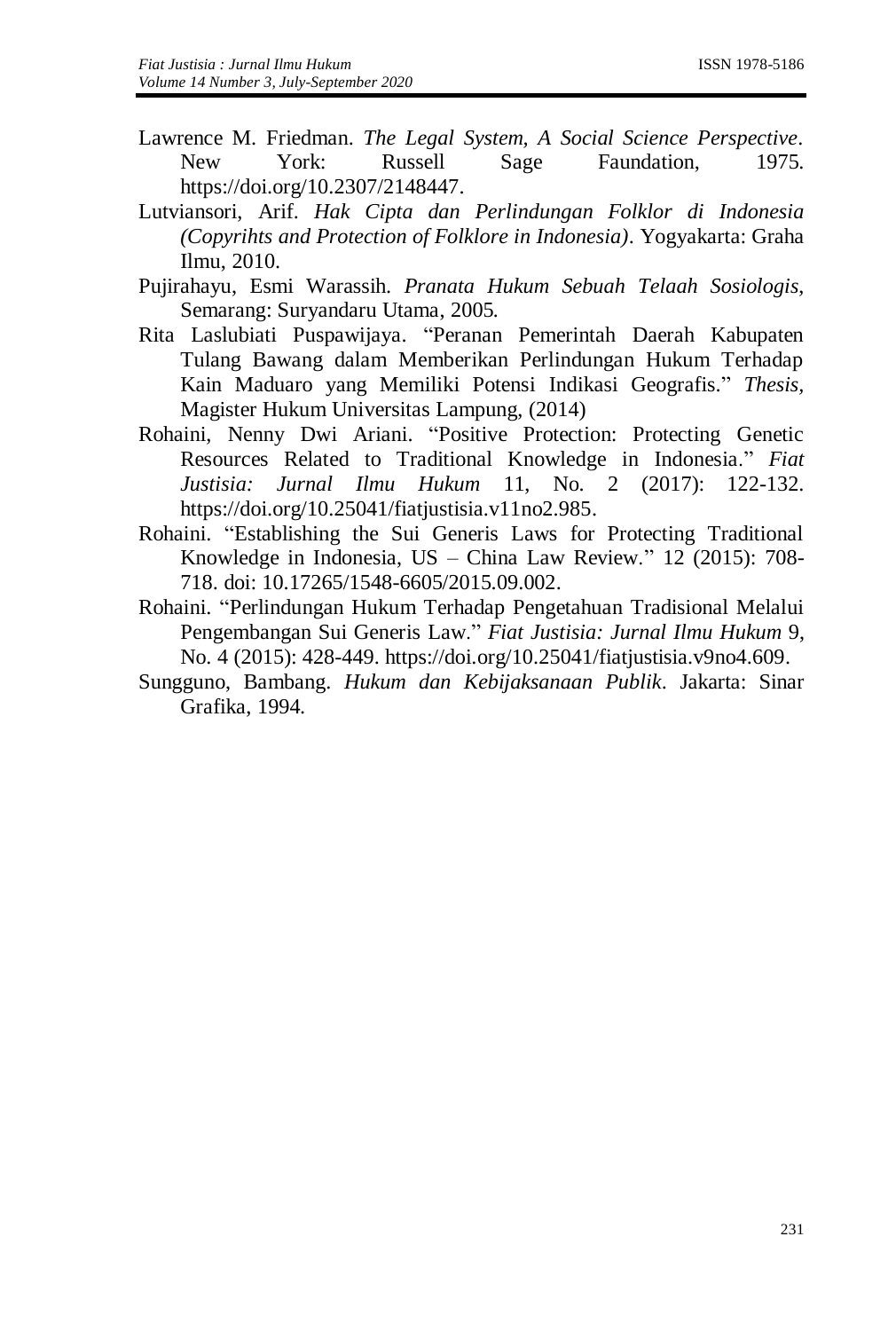Lawrence M. Friedman. *The Legal System, A Social Science Perspective*. New York: Russell Sage Faundation, 1975. https://doi.org/10.2307/2148447.

Lutviansori, Arif. *Hak Cipta dan Perlindungan Folklor di Indonesia (Copyrihts and Protection of Folklore in Indonesia)*. Yogyakarta: Graha Ilmu, 2010.

Pujirahayu, Esmi Warassih. *Pranata Hukum Sebuah Telaah Sosiologis*, Semarang: Suryandaru Utama, 2005.

Rita Laslubiati Puspawijaya. "Peranan Pemerintah Daerah Kabupaten Tulang Bawang dalam Memberikan Perlindungan Hukum Terhadap Kain Maduaro yang Memiliki Potensi Indikasi Geografis." *Thesis*, Magister Hukum Universitas Lampung, (2014)

Rohaini, Nenny Dwi Ariani. "Positive Protection: Protecting Genetic Resources Related to Traditional Knowledge in Indonesia." *Fiat Justisia: Jurnal Ilmu Hukum* 11, No. 2 (2017): 122-132. https://doi.org/10.25041/fiatjustisia.v11no2.985.

Rohaini. "Establishing the Sui Generis Laws for Protecting Traditional Knowledge in Indonesia, US – China Law Review." 12 (2015): 708-718. doi: 10.17265/1548-6605/2015.09.002.

Rohaini. "Perlindungan Hukum Terhadap Pengetahuan Tradisional Melalui Pengembangan Sui Generis Law." *Fiat Justisia: Jurnal Ilmu Hukum* 9, No. 4 (2015): 428-449. https://doi.org/10.25041/fiatjustisia.v9no4.609.

Sungguno, Bambang. *Hukum dan Kebijaksanaan Publik*. Jakarta: Sinar Grafika, 1994.